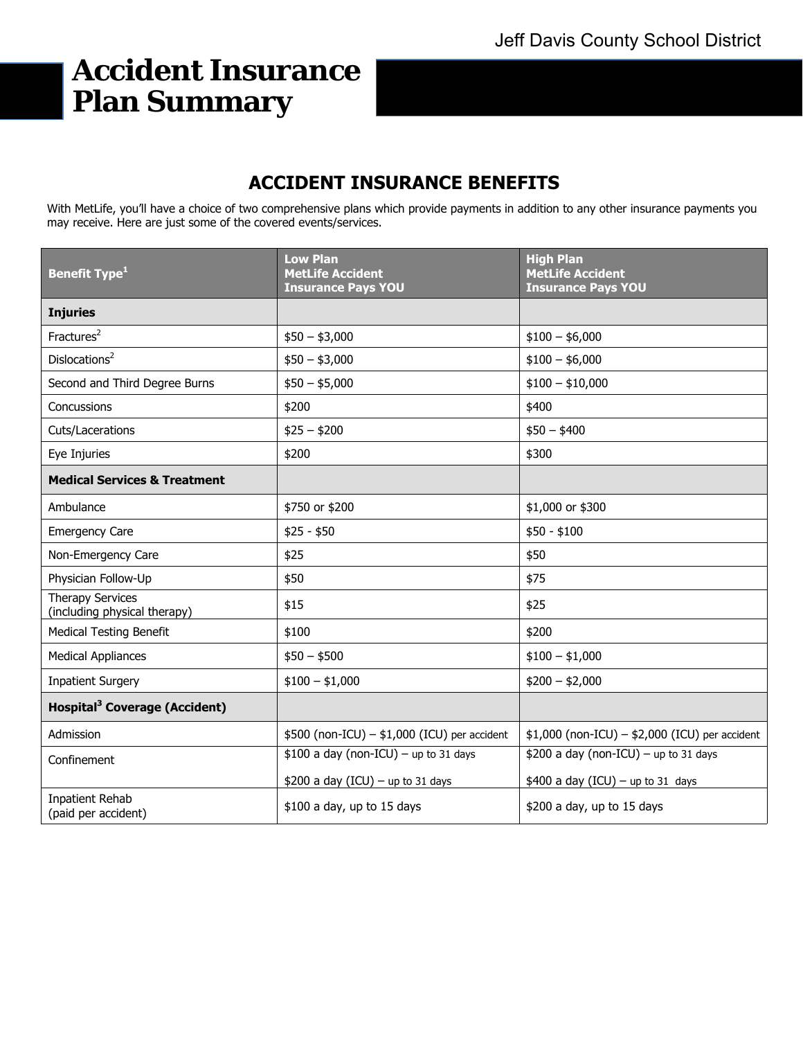Jeff Davis County School District

# Accident Insurance Plan Summary

## ACCIDENT INSURANCE BENEFITS

With MetLife, you'll have a choice of two comprehensive plans which provide payments in addition to any other insurance payments you may receive. Here are just some of the covered events/services.

| Benefit Type[1] | Low Plan MetLife Accident Insurance Pays YOU | High Plan MetLife Accident Insurance Pays YOU |
|---|---|---|
| **Injuries** | | |
| Fractures[2] | $50 – $3,000 | $100 – $6,000 |
| Dislocations[2] | $50 – $3,000 | $100 – $6,000 |
| Second and Third Degree Burns | $50 – $5,000 | $100 – $10,000 |
| Concussions | $200 | $400 |
| Cuts/Lacerations | $25 – $200 | $50 – $400 |
| Eye Injuries | $200 | $300 |
| **Medical Services & Treatment** | | |
| Ambulance | $750 or $200 | $1,000 or $300 |
| Emergency Care | $25 - $50 | $50 - $100 |
| Non-Emergency Care | $25 | $50 |
| Physician Follow-Up | $50 | $75 |
| Therapy Services (including physical therapy) | $15 | $25 |
| Medical Testing Benefit | $100 | $200 |
| Medical Appliances | $50 – $500 | $100 – $1,000 |
| Inpatient Surgery | $100 – $1,000 | $200 – $2,000 |
| **Hospital[3] Coverage (Accident)** | | |
| Admission | $500 (non-ICU) – $1,000 (ICU) per accident | $1,000 (non-ICU) – $2,000 (ICU) per accident |
| Confinement | $100 a day (non-ICU) – up to 31 days<br>$200 a day (ICU) – up to 31 days | $200 a day (non-ICU) – up to 31 days<br>$400 a day (ICU) – up to 31 days |
| Inpatient Rehab (paid per accident) | $100 a day, up to 15 days | $200 a day, up to 15 days |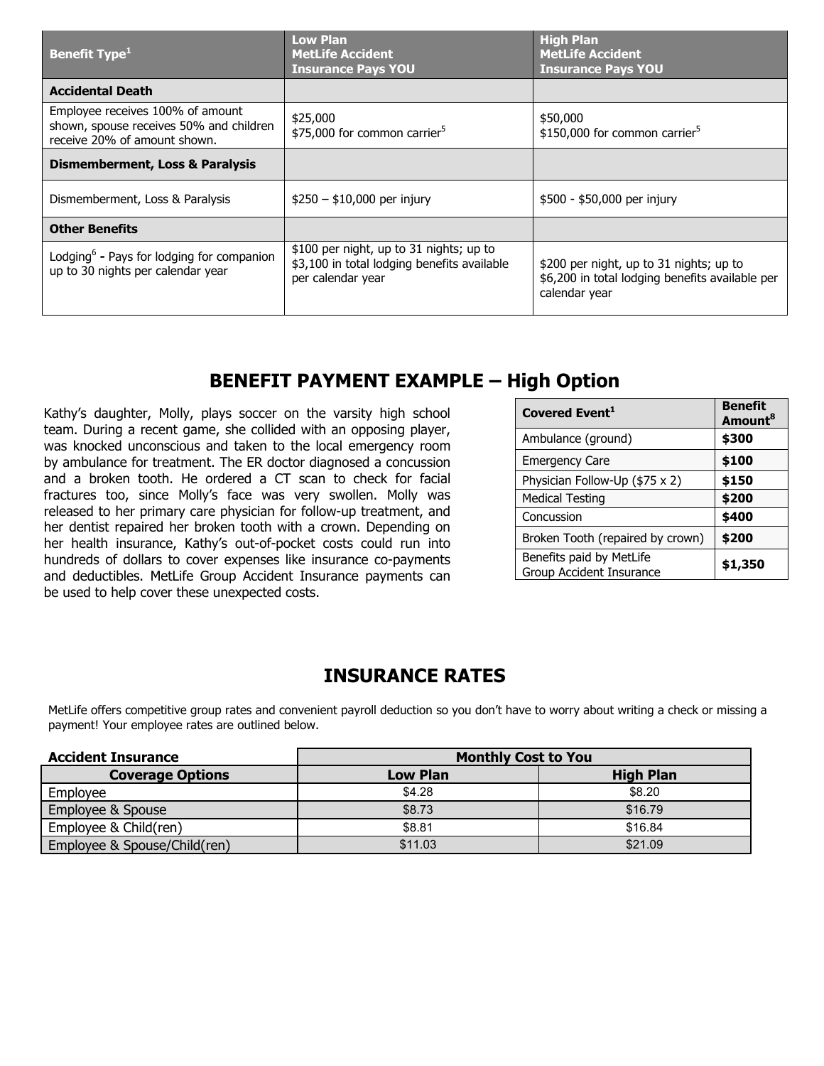| Benefit Type[1] | Low Plan MetLife Accident Insurance Pays YOU | High Plan MetLife Accident Insurance Pays YOU |
|---|---|---|
| **Accidental Death** | | |
| Employee receives 100% of amount shown, spouse receives 50% and children receive 20% of amount shown. | $25,000 $75,000 for common carrier[5] | $50,000 $150,000 for common carrier[5] |
| **Dismemberment, Loss & Paralysis** | | |
| Dismemberment, Loss & Paralysis | $250 – $10,000 per injury | $500 - $50,000 per injury |
| **Other Benefits** | | |
| Lodging[6] - Pays for lodging for companion up to 30 nights per calendar year | $100 per night, up to 31 nights; up to $3,100 in total lodging benefits available per calendar year | $200 per night, up to 31 nights; up to $6,200 in total lodging benefits available per calendar year |

## BENEFIT PAYMENT EXAMPLE – High Option

Kathy's daughter, Molly, plays soccer on the varsity high school team. During a recent game, she collided with an opposing player, was knocked unconscious and taken to the local emergency room by ambulance for treatment. The ER doctor diagnosed a concussion and a broken tooth. He ordered a CT scan to check for facial fractures too, since Molly's face was very swollen. Molly was released to her primary care physician for follow-up treatment, and her dentist repaired her broken tooth with a crown. Depending on her health insurance, Kathy's out-of-pocket costs could run into hundreds of dollars to cover expenses like insurance co-payments and deductibles. MetLife Group Accident Insurance payments can be used to help cover these unexpected costs.

| Covered Event[1] | Benefit Amount[8] |
|---|---|
| Ambulance (ground) | **$300** |
| Emergency Care | **$100** |
| Physician Follow-Up ($75 x 2) | **$150** |
| Medical Testing | **$200** |
| Concussion | **$400** |
| Broken Tooth (repaired by crown) | **$200** |
| Benefits paid by MetLife Group Accident Insurance | **$1,350** |

## INSURANCE RATES

MetLife offers competitive group rates and convenient payroll deduction so you don't have to worry about writing a check or missing a payment! Your employee rates are outlined below.

| Accident Insurance | Monthly Cost to You | |
|---|---|---|
| **Coverage Options** | **Low Plan** | **High Plan** |
| Employee | $4.28 | $8.20 |
| Employee & Spouse | $8.73 | $16.79 |
| Employee & Child(ren) | $8.81 | $16.84 |
| Employee & Spouse/Child(ren) | $11.03 | $21.09 |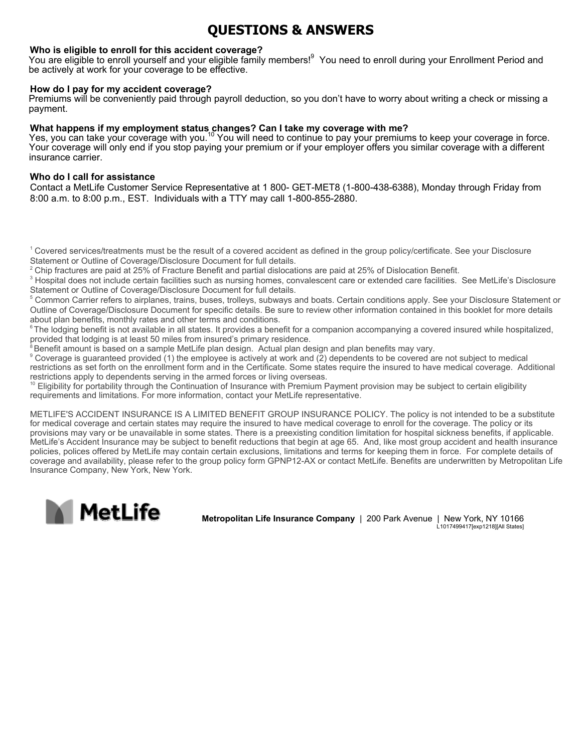# QUESTIONS & ANSWERS

**Who is eligible to enroll for this accident coverage?**

You are eligible to enroll yourself and your eligible family members![9] You need to enroll during your Enrollment Period and be actively at work for your coverage to be effective.

**How do I pay for my accident coverage?**

Premiums will be conveniently paid through payroll deduction, so you don't have to worry about writing a check or missing a payment.

**What happens if my employment status changes? Can I take my coverage with me?**

Yes, you can take your coverage with you.[10] You will need to continue to pay your premiums to keep your coverage in force. Your coverage will only end if you stop paying your premium or if your employer offers you similar coverage with a different insurance carrier.

**Who do I call for assistance**

Contact a MetLife Customer Service Representative at 1 800- GET-MET8 (1-800-438-6388), Monday through Friday from 8:00 a.m. to 8:00 p.m., EST. Individuals with a TTY may call 1-800-855-2880.

[1] Covered services/treatments must be the result of a covered accident as defined in the group policy/certificate. See your Disclosure Statement or Outline of Coverage/Disclosure Document for full details.
[2] Chip fractures are paid at 25% of Fracture Benefit and partial dislocations are paid at 25% of Dislocation Benefit.
[3] Hospital does not include certain facilities such as nursing homes, convalescent care or extended care facilities. See MetLife's Disclosure Statement or Outline of Coverage/Disclosure Document for full details.
[5] Common Carrier refers to airplanes, trains, buses, trolleys, subways and boats. Certain conditions apply. See your Disclosure Statement or Outline of Coverage/Disclosure Document for specific details. Be sure to review other information contained in this booklet for more details about plan benefits, monthly rates and other terms and conditions.
[6] The lodging benefit is not available in all states. It provides a benefit for a companion accompanying a covered insured while hospitalized, provided that lodging is at least 50 miles from insured's primary residence.
[8] Benefit amount is based on a sample MetLife plan design. Actual plan design and plan benefits may vary.
[9] Coverage is guaranteed provided (1) the employee is actively at work and (2) dependents to be covered are not subject to medical restrictions as set forth on the enrollment form and in the Certificate. Some states require the insured to have medical coverage. Additional restrictions apply to dependents serving in the armed forces or living overseas.
[10] Eligibility for portability through the Continuation of Insurance with Premium Payment provision may be subject to certain eligibility requirements and limitations. For more information, contact your MetLife representative.

METLIFE'S ACCIDENT INSURANCE IS A LIMITED BENEFIT GROUP INSURANCE POLICY. The policy is not intended to be a substitute for medical coverage and certain states may require the insured to have medical coverage to enroll for the coverage. The policy or its provisions may vary or be unavailable in some states. There is a preexisting condition limitation for hospital sickness benefits, if applicable. MetLife's Accident Insurance may be subject to benefit reductions that begin at age 65. And, like most group accident and health insurance policies, polices offered by MetLife may contain certain exclusions, limitations and terms for keeping them in force. For complete details of coverage and availability, please refer to the group policy form GPNP12-AX or contact MetLife. Benefits are underwritten by Metropolitan Life Insurance Company, New York, New York.

MetLife

**Metropolitan Life Insurance Company** | 200 Park Avenue | New York, NY 10166

L1017499417[exp1218][All States]